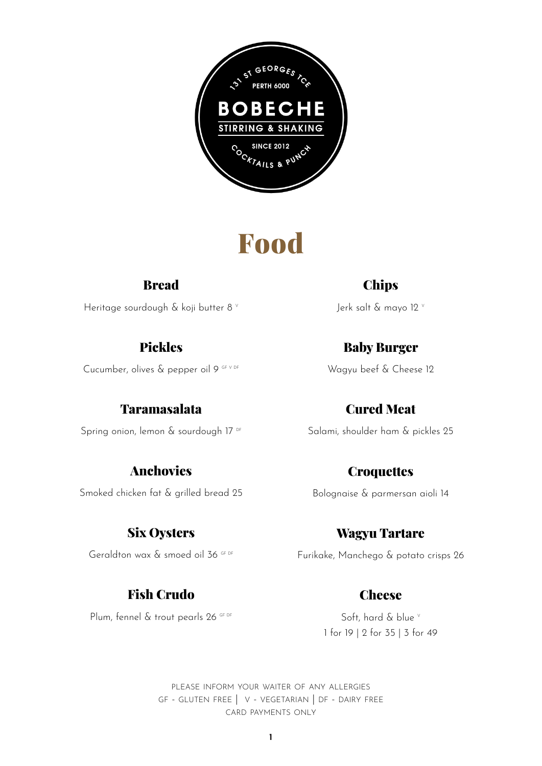131 ST GEORGES TCE
PERTH 6000

BOBECHE

STIRRING & SHAKING

SINCE 2012

COCKTAILS & PUNCH

# Food

## Bread

Heritage sourdough & koji butter 8 V

## Pickles

Cucumber, olives & pepper oil 9 GF V DF

## Taramasalata

Spring onion, lemon & sourdough 17 DF

## Anchovies

Smoked chicken fat & grilled bread 25

## Six Oysters

Geraldton wax & smoed oil 36 GF DF

## Fish Crudo

Plum, fennel & trout pearls 26 GF DF

## Chips

Jerk salt & mayo 12 V

## Baby Burger

Wagyu beef & Cheese 12

## Cured Meat

Salami, shoulder ham & pickles 25

## Croquettes

Bolognaise & parmersan aioli 14

## Wagyu Tartare

Furikake, Manchego & potato crisps 26

## Cheese

Soft, hard & blue V

1 for 19 | 2 for 35 | 3 for 49

PLEASE INFORM YOUR WAITER OF ANY ALLERGIES

GF - GLUTEN FREE | V - VEGETARIAN | DF - DAIRY FREE

CARD PAYMENTS ONLY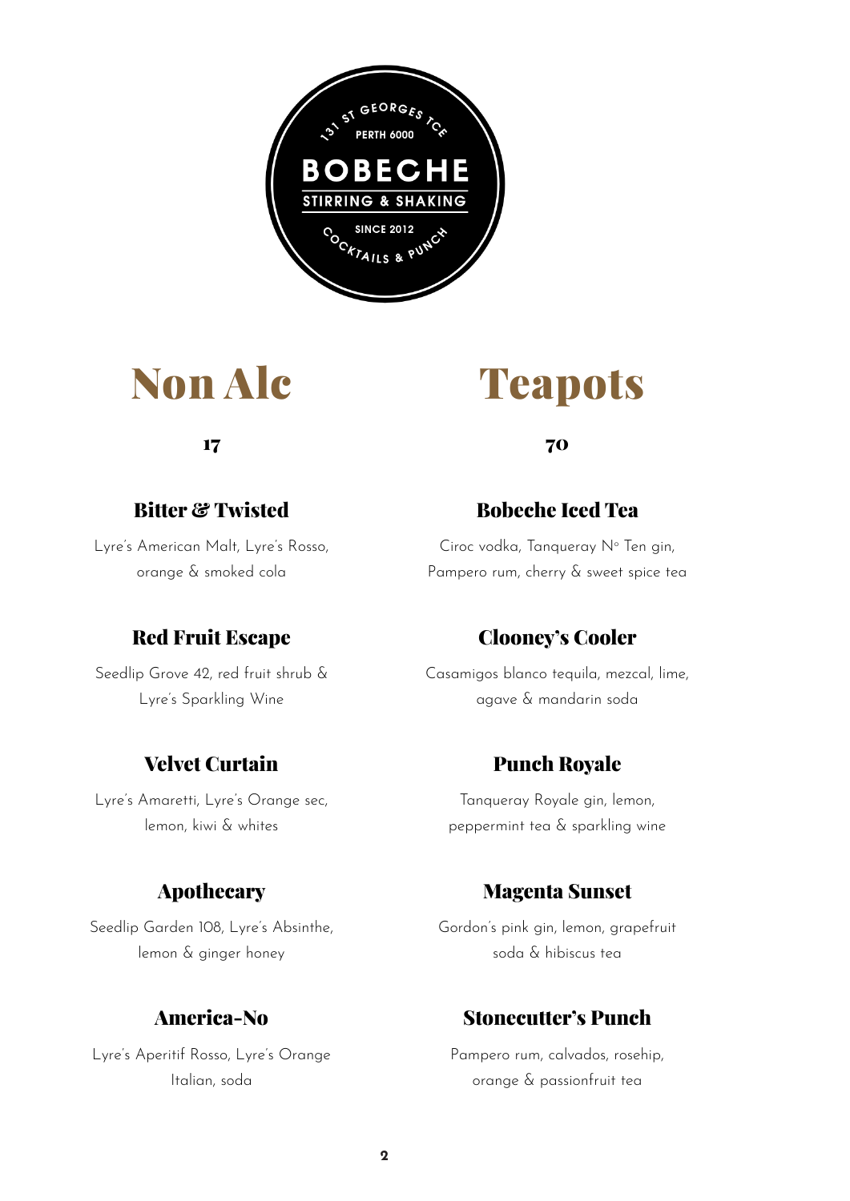131 ST GEORGES TCE
PERTH 6000

BOBECHE

STIRRING & SHAKING

SINCE 2012

COCKTAILS & PUNCH

# Non Alc

**17**

### Bitter & Twisted

Lyre's American Malt, Lyre's Rosso, orange & smoked cola

### Red Fruit Escape

Seedlip Grove 42, red fruit shrub & Lyre's Sparkling Wine

### Velvet Curtain

Lyre's Amaretti, Lyre's Orange sec, lemon, kiwi & whites

### Apothecary

Seedlip Garden 108, Lyre's Absinthe, lemon & ginger honey

### America-No

Lyre's Aperitif Rosso, Lyre's Orange Italian, soda

# Teapots

**70**

### Bobeche Iced Tea

Ciroc vodka, Tanqueray N° Ten gin, Pampero rum, cherry & sweet spice tea

### Clooney's Cooler

Casamigos blanco tequila, mezcal, lime, agave & mandarin soda

### Punch Royale

Tanqueray Royale gin, lemon, peppermint tea & sparkling wine

### Magenta Sunset

Gordon's pink gin, lemon, grapefruit soda & hibiscus tea

### Stonecutter's Punch

Pampero rum, calvados, rosehip, orange & passionfruit tea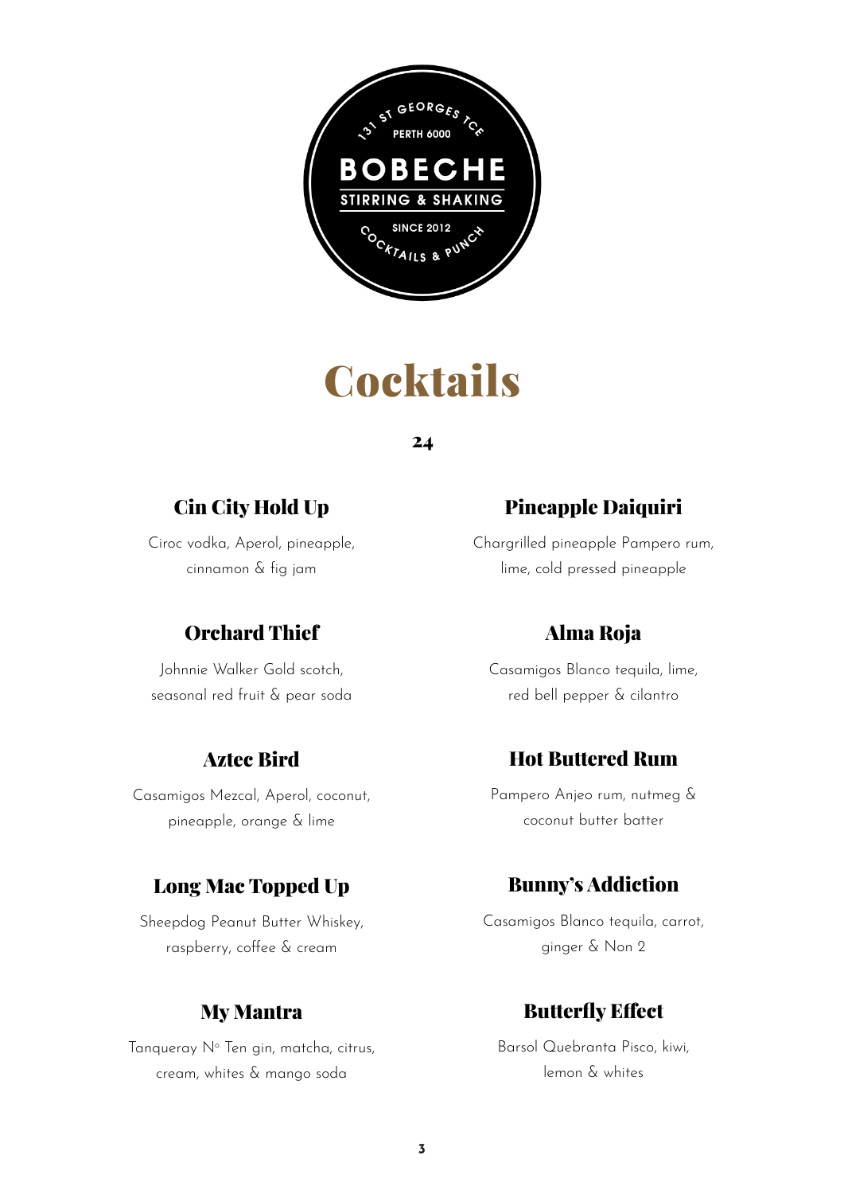131 ST GEORGES TCE
PERTH 6000

**BOBECHE**

STIRRING & SHAKING

SINCE 2012

COCKTAILS & PUNCH

# Cocktails

**24**

### Cin City Hold Up

Ciroc vodka, Aperol, pineapple, cinnamon & fig jam

### Orchard Thief

Johnnie Walker Gold scotch, seasonal red fruit & pear soda

### Aztec Bird

Casamigos Mezcal, Aperol, coconut, pineapple, orange & lime

### Long Mac Topped Up

Sheepdog Peanut Butter Whiskey, raspberry, coffee & cream

### My Mantra

Tanqueray N° Ten gin, matcha, citrus, cream, whites & mango soda

### Pineapple Daiquiri

Chargrilled pineapple Pampero rum, lime, cold pressed pineapple

### Alma Roja

Casamigos Blanco tequila, lime, red bell pepper & cilantro

### Hot Buttered Rum

Pampero Anjeo rum, nutmeg & coconut butter batter

### Bunny's Addiction

Casamigos Blanco tequila, carrot, ginger & Non 2

### Butterfly Effect

Barsol Quebranta Pisco, kiwi, lemon & whites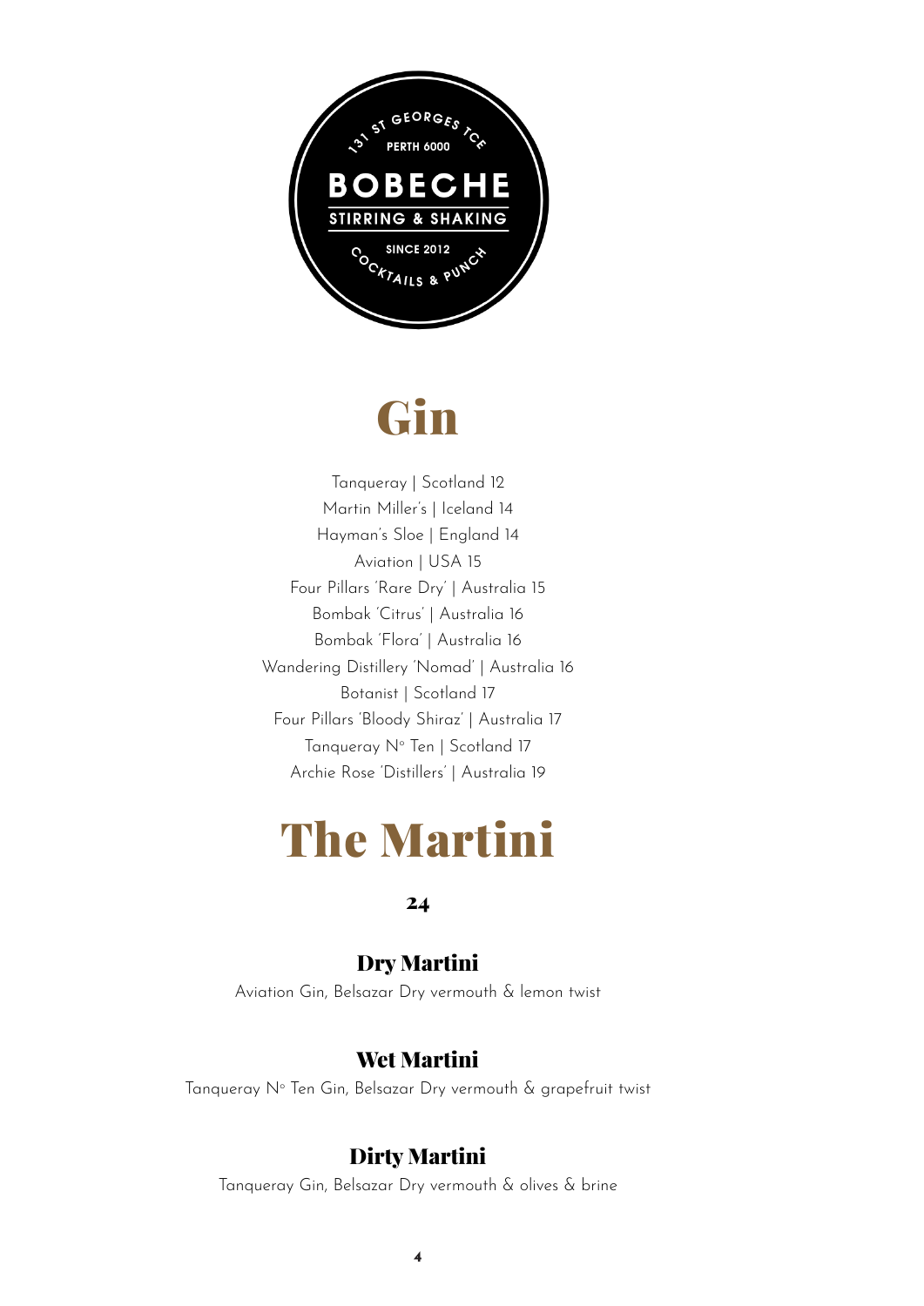131 ST GEORGES TCE
PERTH 6000

**BOBECHE**

STIRRING & SHAKING

SINCE 2012

COCKTAILS & PUNCH

# Gin

Tanqueray | Scotland 12
Martin Miller's | Iceland 14
Hayman's Sloe | England 14
Aviation | USA 15
Four Pillars 'Rare Dry' | Australia 15
Bombak 'Citrus' | Australia 16
Bombak 'Flora' | Australia 16
Wandering Distillery 'Nomad' | Australia 16
Botanist | Scotland 17
Four Pillars 'Bloody Shiraz' | Australia 17
Tanqueray N° Ten | Scotland 17
Archie Rose 'Distillers' | Australia 19

# The Martini

**24**

### Dry Martini

Aviation Gin, Belsazar Dry vermouth & lemon twist

### Wet Martini

Tanqueray N° Ten Gin, Belsazar Dry vermouth & grapefruit twist

### Dirty Martini

Tanqueray Gin, Belsazar Dry vermouth & olives & brine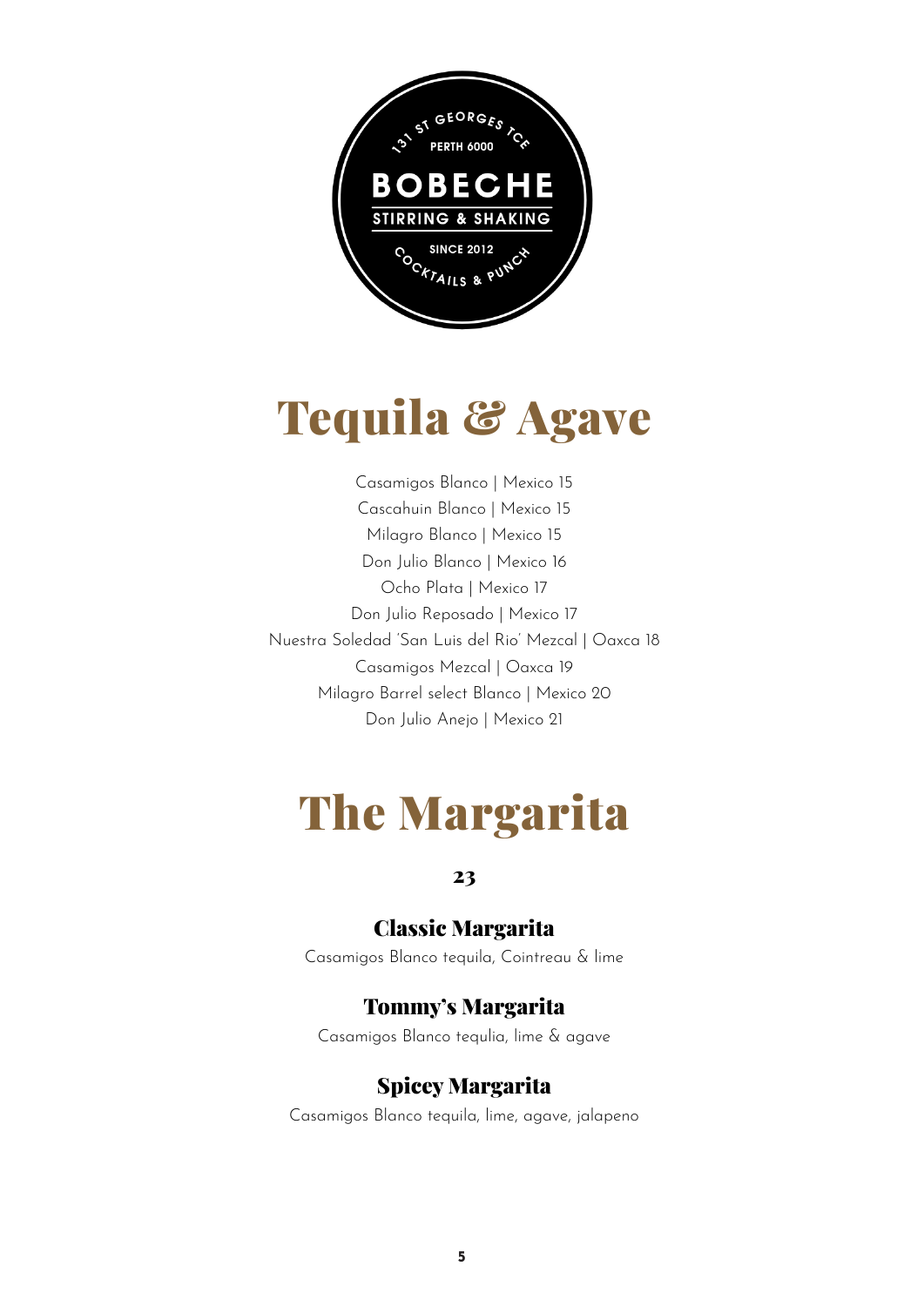131 ST GEORGES TCE
PERTH 6000

**BOBECHE**

STIRRING & SHAKING

SINCE 2012

COCKTAILS & PUNCH

# Tequila & Agave

Casamigos Blanco | Mexico 15

Cascahuin Blanco | Mexico 15

Milagro Blanco | Mexico 15

Don Julio Blanco | Mexico 16

Ocho Plata | Mexico 17

Don Julio Reposado | Mexico 17

Nuestra Soledad 'San Luis del Rio' Mezcal | Oaxca 18

Casamigos Mezcal | Oaxca 19

Milagro Barrel select Blanco | Mexico 20

Don Julio Anejo | Mexico 21

# The Margarita

**23**

### Classic Margarita

Casamigos Blanco tequila, Cointreau & lime

### Tommy's Margarita

Casamigos Blanco tequlia, lime & agave

### Spicey Margarita

Casamigos Blanco tequila, lime, agave, jalapeno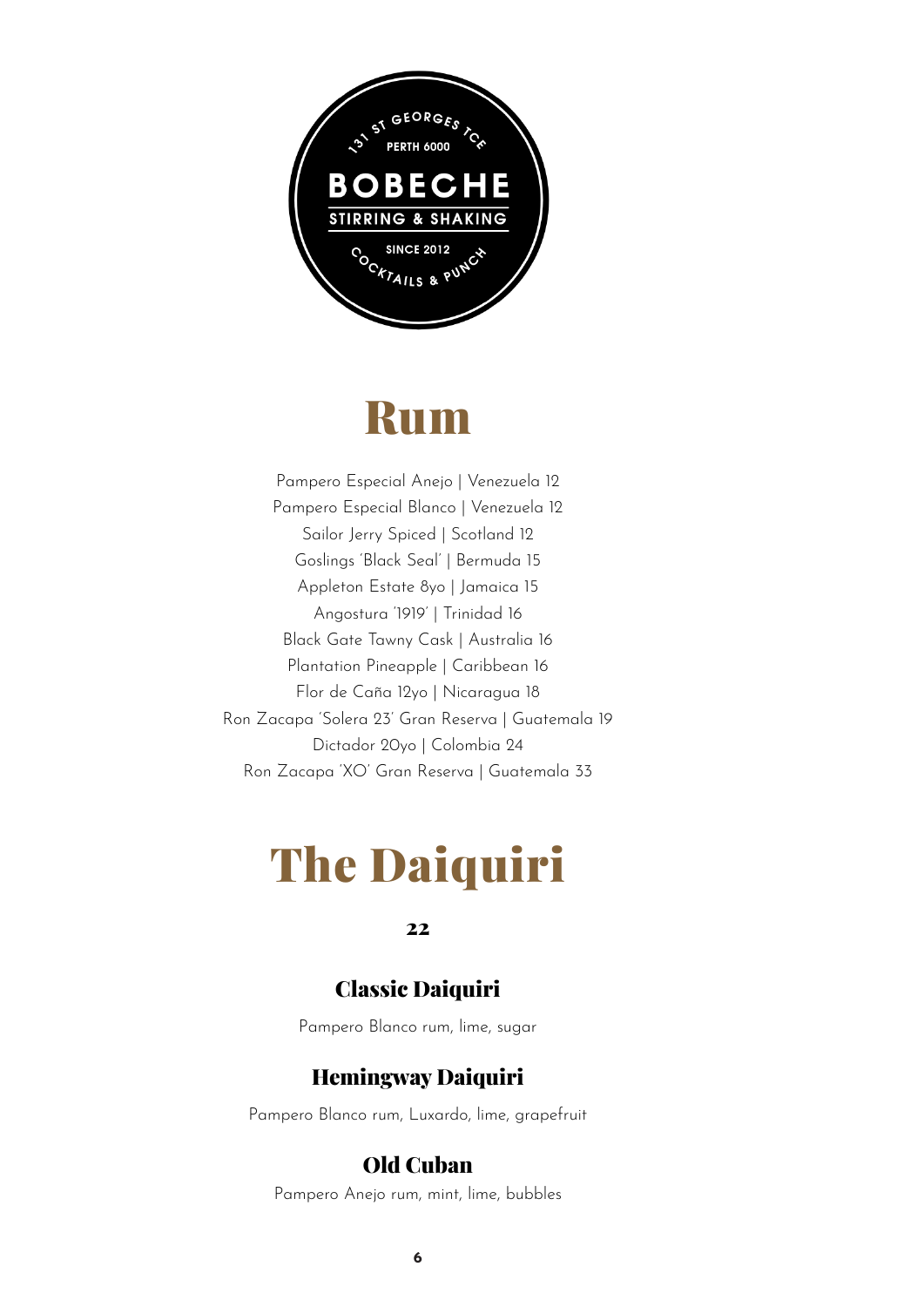131 ST GEORGES TCE
PERTH 6000

**BOBECHE**

STIRRING & SHAKING

SINCE 2012

COCKTAILS & PUNCH

# Rum

Pampero Especial Anejo | Venezuela 12

Pampero Especial Blanco | Venezuela 12

Sailor Jerry Spiced | Scotland 12

Goslings 'Black Seal' | Bermuda 15

Appleton Estate 8yo | Jamaica 15

Angostura '1919' | Trinidad 16

Black Gate Tawny Cask | Australia 16

Plantation Pineapple | Caribbean 16

Flor de Caña 12yo | Nicaragua 18

Ron Zacapa 'Solera 23' Gran Reserva | Guatemala 19

Dictador 20yo | Colombia 24

Ron Zacapa 'XO' Gran Reserva | Guatemala 33

# The Daiquiri

**22**

## Classic Daiquiri

Pampero Blanco rum, lime, sugar

## Hemingway Daiquiri

Pampero Blanco rum, Luxardo, lime, grapefruit

## Old Cuban

Pampero Anejo rum, mint, lime, bubbles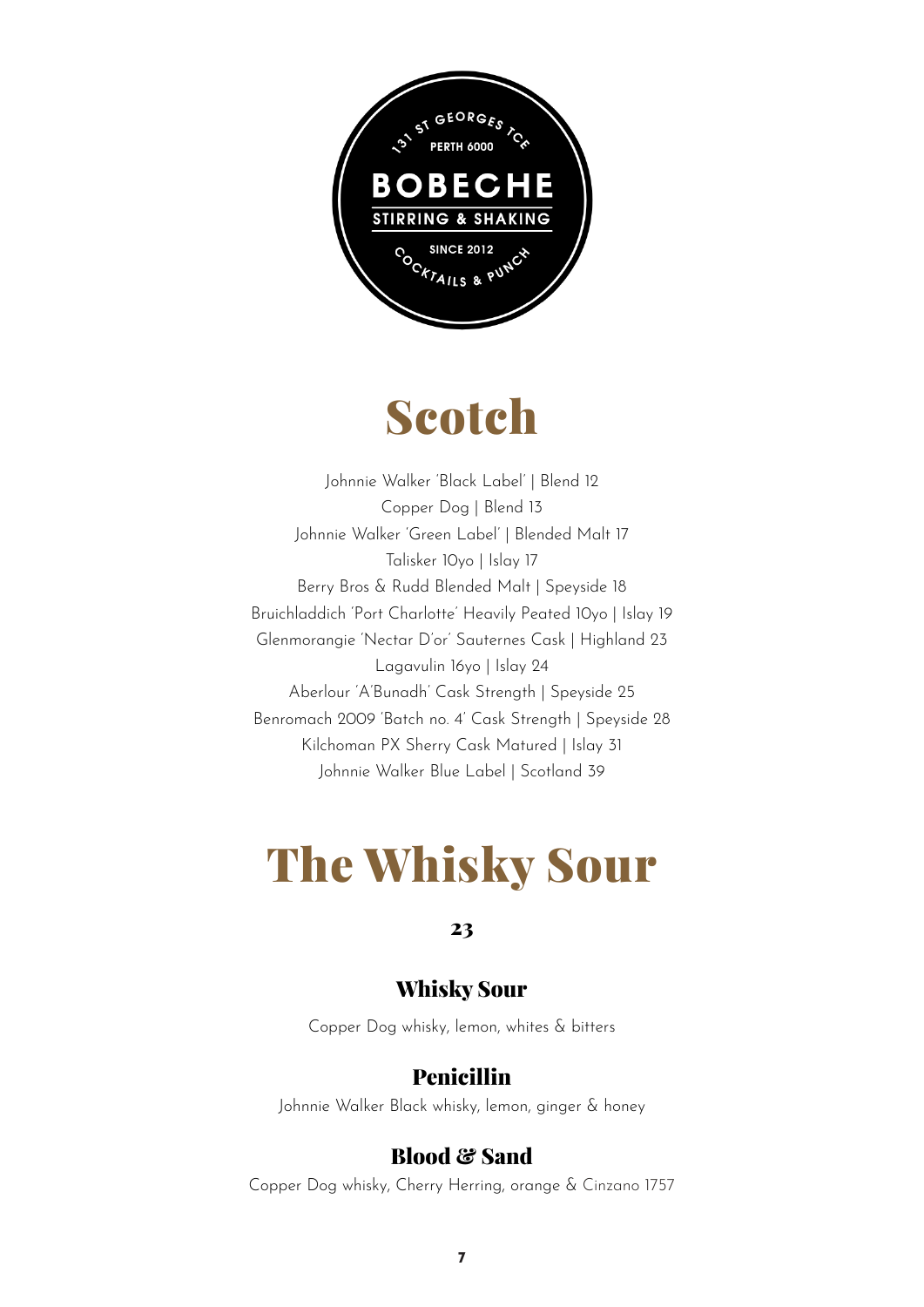131 ST GEORGES TCE
PERTH 6000

**BOBECHE**

STIRRING & SHAKING

SINCE 2012

COCKTAILS & PUNCH

# Scotch

Johnnie Walker 'Black Label' | Blend 12

Copper Dog | Blend 13

Johnnie Walker 'Green Label' | Blended Malt 17

Talisker 10yo | Islay 17

Berry Bros & Rudd Blended Malt | Speyside 18

Bruichladdich 'Port Charlotte' Heavily Peated 10yo | Islay 19

Glenmorangie 'Nectar D'or' Sauternes Cask | Highland 23

Lagavulin 16yo | Islay 24

Aberlour 'A'Bunadh' Cask Strength | Speyside 25

Benromach 2009 'Batch no. 4' Cask Strength | Speyside 28

Kilchoman PX Sherry Cask Matured | Islay 31

Johnnie Walker Blue Label | Scotland 39

# The Whisky Sour

**23**

### Whisky Sour

Copper Dog whisky, lemon, whites & bitters

### Penicillin

Johnnie Walker Black whisky, lemon, ginger & honey

### Blood & Sand

Copper Dog whisky, Cherry Herring, orange & Cinzano 1757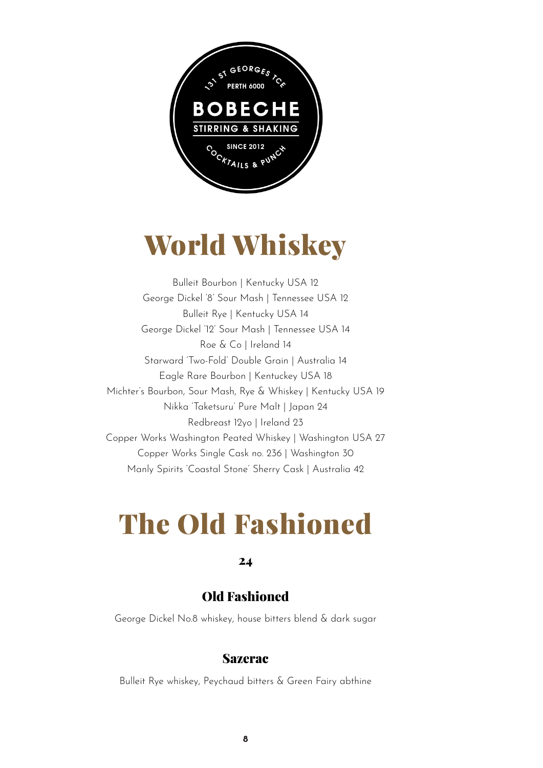131 ST GEORGES TCE
PERTH 6000

**BOBECHE**

STIRRING & SHAKING

SINCE 2012

COCKTAILS & PUNCH

# World Whiskey

Bulleit Bourbon | Kentucky USA 12

George Dickel '8' Sour Mash | Tennessee USA 12

Bulleit Rye | Kentucky USA 14

George Dickel '12' Sour Mash | Tennessee USA 14

Roe & Co | Ireland 14

Starward 'Two-Fold' Double Grain | Australia 14

Eagle Rare Bourbon | Kentuckey USA 18

Michter's Bourbon, Sour Mash, Rye & Whiskey | Kentucky USA 19

Nikka 'Taketsuru' Pure Malt | Japan 24

Redbreast 12yo | Ireland 23

Copper Works Washington Peated Whiskey | Washington USA 27

Copper Works Single Cask no. 236 | Washington 30

Manly Spirits 'Coastal Stone' Sherry Cask | Australia 42

# The Old Fashioned

**24**

## Old Fashioned

George Dickel No.8 whiskey, house bitters blend & dark sugar

## Sazerac

Bulleit Rye whiskey, Peychaud bitters & Green Fairy abthine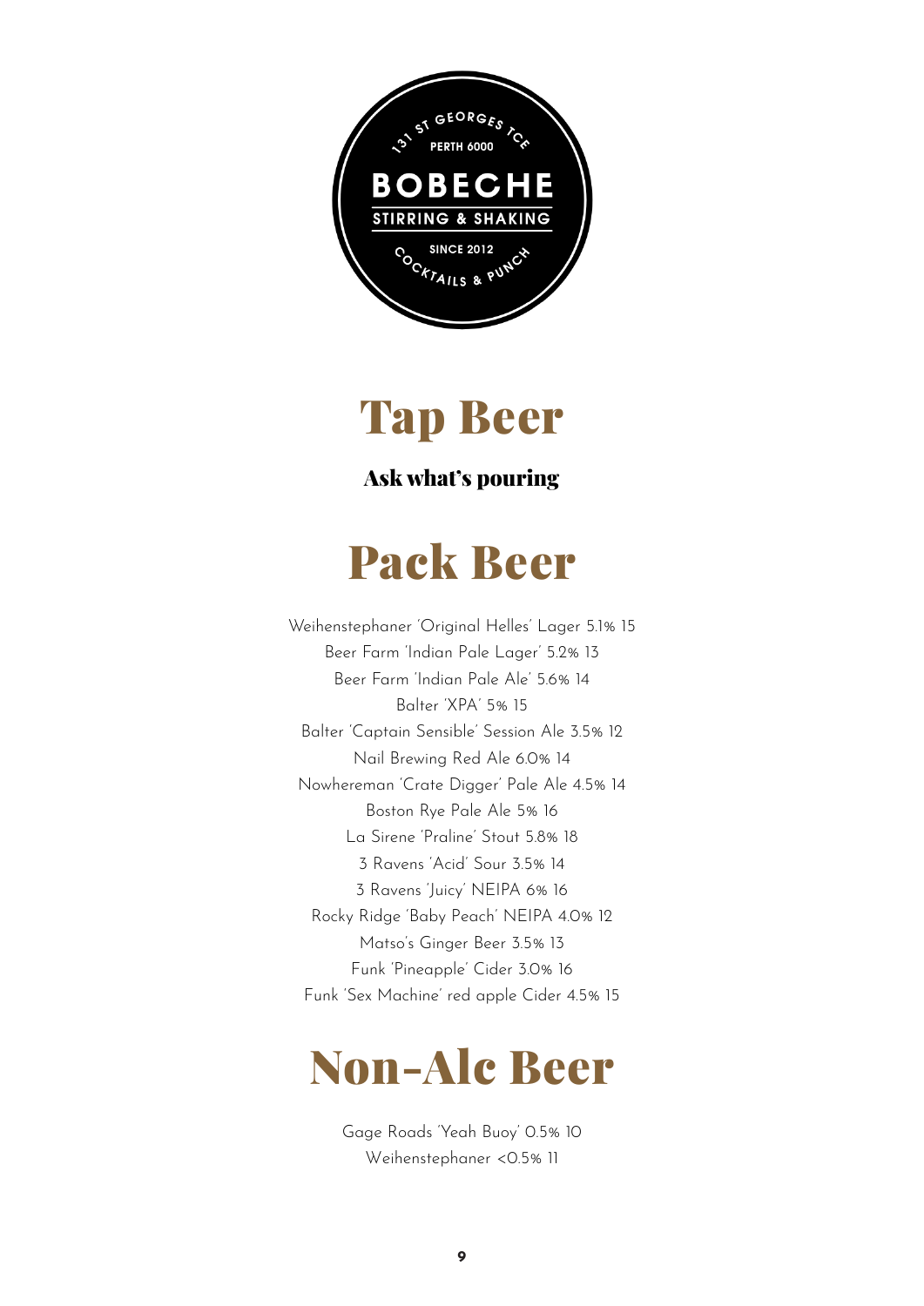131 ST GEORGES TCE
PERTH 6000

**BOBECHE**

**STIRRING & SHAKING**

SINCE 2012

COCKTAILS & PUNCH

# Tap Beer

**Ask what's pouring**

# Pack Beer

Weihenstephaner 'Original Helles' Lager 5.1% 15
Beer Farm 'Indian Pale Lager' 5.2% 13
Beer Farm 'Indian Pale Ale' 5.6% 14
Balter 'XPA' 5% 15
Balter 'Captain Sensible' Session Ale 3.5% 12
Nail Brewing Red Ale 6.0% 14
Nowhereman 'Crate Digger' Pale Ale 4.5% 14
Boston Rye Pale Ale 5% 16
La Sirene 'Praline' Stout 5.8% 18
3 Ravens 'Acid' Sour 3.5% 14
3 Ravens 'Juicy' NEIPA 6% 16
Rocky Ridge 'Baby Peach' NEIPA 4.0% 12
Matso's Ginger Beer 3.5% 13
Funk 'Pineapple' Cider 3.0% 16
Funk 'Sex Machine' red apple Cider 4.5% 15

# Non-Alc Beer

Gage Roads 'Yeah Buoy' 0.5% 10
Weihenstephaner <0.5% 11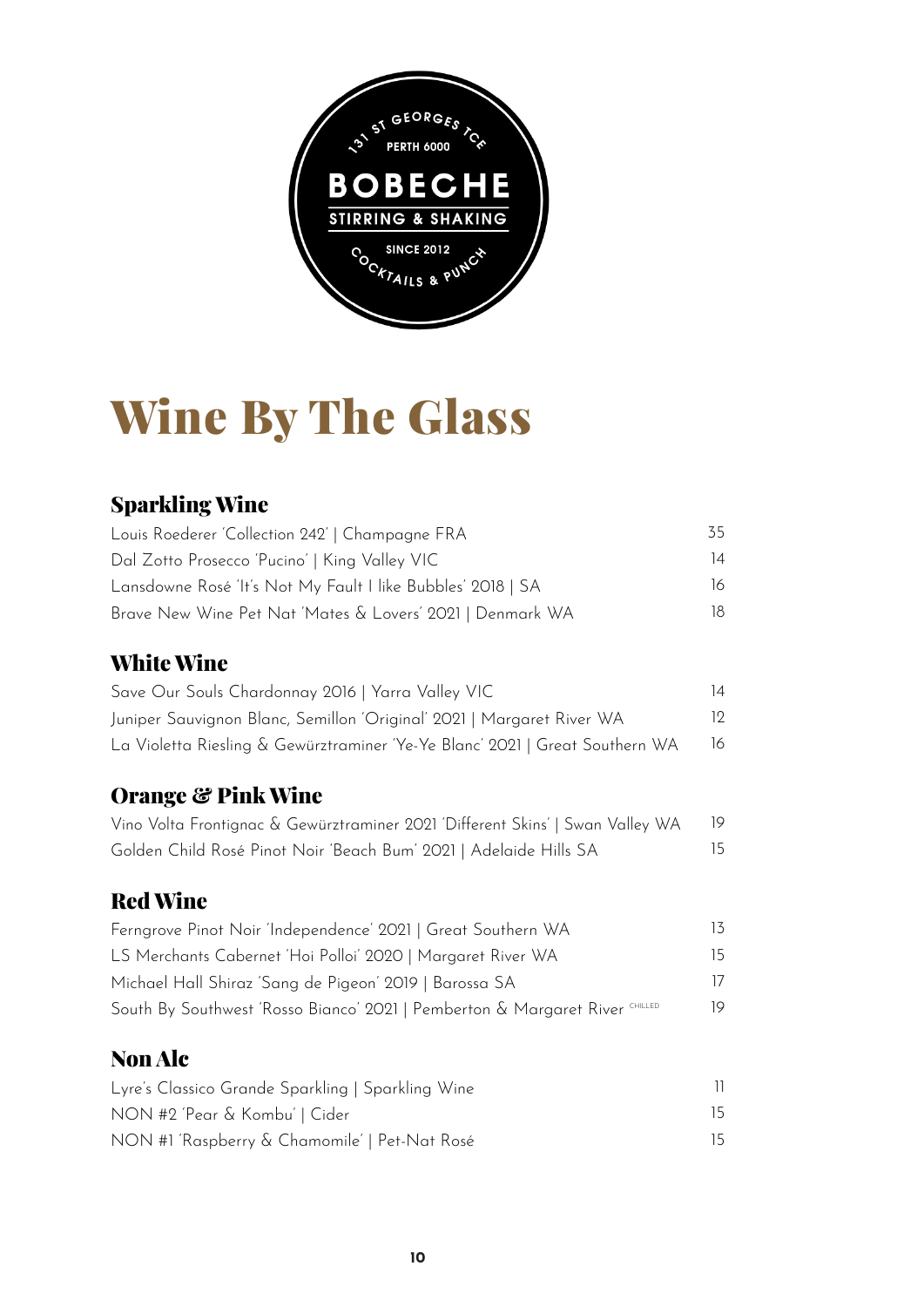131 ST GEORGES TCE
PERTH 6000
**BOBECHE**
STIRRING & SHAKING
SINCE 2012
COCKTAILS & PUNCH

# Wine By The Glass

## Sparkling Wine

| | |
|---|---|
| Louis Roederer 'Collection 242' \| Champagne FRA | 35 |
| Dal Zotto Prosecco 'Pucino' \| King Valley VIC | 14 |
| Lansdowne Rosé 'It's Not My Fault I like Bubbles' 2018 \| SA | 16 |
| Brave New Wine Pet Nat 'Mates & Lovers' 2021 \| Denmark WA | 18 |

## White Wine

| | |
|---|---|
| Save Our Souls Chardonnay 2016 \| Yarra Valley VIC | 14 |
| Juniper Sauvignon Blanc, Semillon 'Original' 2021 \| Margaret River WA | 12 |
| La Violetta Riesling & Gewürztraminer 'Ye-Ye Blanc' 2021 \| Great Southern WA | 16 |

## Orange & Pink Wine

| | |
|---|---|
| Vino Volta Frontignac & Gewürztraminer 2021 'Different Skins' \| Swan Valley WA | 19 |
| Golden Child Rosé Pinot Noir 'Beach Bum' 2021 \| Adelaide Hills SA | 15 |

## Red Wine

| | |
|---|---|
| Ferngrove Pinot Noir 'Independence' 2021 \| Great Southern WA | 13 |
| LS Merchants Cabernet 'Hoi Polloi' 2020 \| Margaret River WA | 15 |
| Michael Hall Shiraz 'Sang de Pigeon' 2019 \| Barossa SA | 17 |
| South By Southwest 'Rosso Bianco' 2021 \| Pemberton & Margaret River CHILLED | 19 |

## Non Alc

| | |
|---|---|
| Lyre's Classico Grande Sparkling \| Sparkling Wine | 11 |
| NON #2 'Pear & Kombu' \| Cider | 15 |
| NON #1 'Raspberry & Chamomile' \| Pet-Nat Rosé | 15 |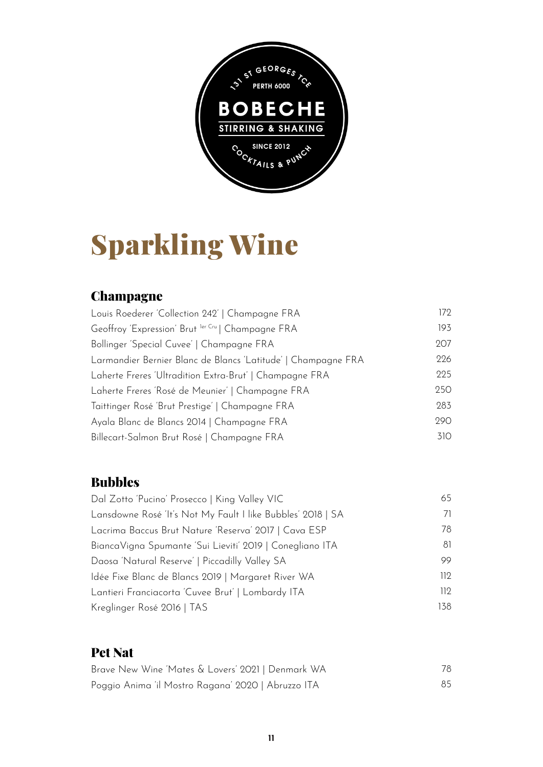131 ST GEORGES TCE
PERTH 6000

**BOBECHE**

STIRRING & SHAKING

SINCE 2012

COCKTAILS & PUNCH

# Sparkling Wine

## Champagne

| | |
|---|---|
| Louis Roederer 'Collection 242' \| Champagne FRA | 172 |
| Geoffroy 'Expression' Brut 1er Cru \| Champagne FRA | 193 |
| Bollinger 'Special Cuvee' \| Champagne FRA | 207 |
| Larmandier Bernier Blanc de Blancs 'Latitude' \| Champagne FRA | 226 |
| Laherte Freres 'Ultradition Extra-Brut' \| Champagne FRA | 225 |
| Laherte Freres 'Rosé de Meunier' \| Champagne FRA | 250 |
| Taittinger Rosé 'Brut Prestige' \| Champagne FRA | 283 |
| Ayala Blanc de Blancs 2014 \| Champagne FRA | 290 |
| Billecart-Salmon Brut Rosé \| Champagne FRA | 310 |

## Bubbles

| | |
|---|---|
| Dal Zotto 'Pucino' Prosecco \| King Valley VIC | 65 |
| Lansdowne Rosé 'It's Not My Fault I like Bubbles' 2018 \| SA | 71 |
| Lacrima Baccus Brut Nature 'Reserva' 2017 \| Cava ESP | 78 |
| BiancaVigna Spumante 'Sui Lieviti' 2019 \| Conegliano ITA | 81 |
| Daosa 'Natural Reserve' \| Piccadilly Valley SA | 99 |
| Idée Fixe Blanc de Blancs 2019 \| Margaret River WA | 112 |
| Lantieri Franciacorta 'Cuvee Brut' \| Lombardy ITA | 112 |
| Kreglinger Rosé 2016 \| TAS | 138 |

## Pet Nat

| | |
|---|---|
| Brave New Wine 'Mates & Lovers' 2021 \| Denmark WA | 78 |
| Poggio Anima 'il Mostro Ragana' 2020 \| Abruzzo ITA | 85 |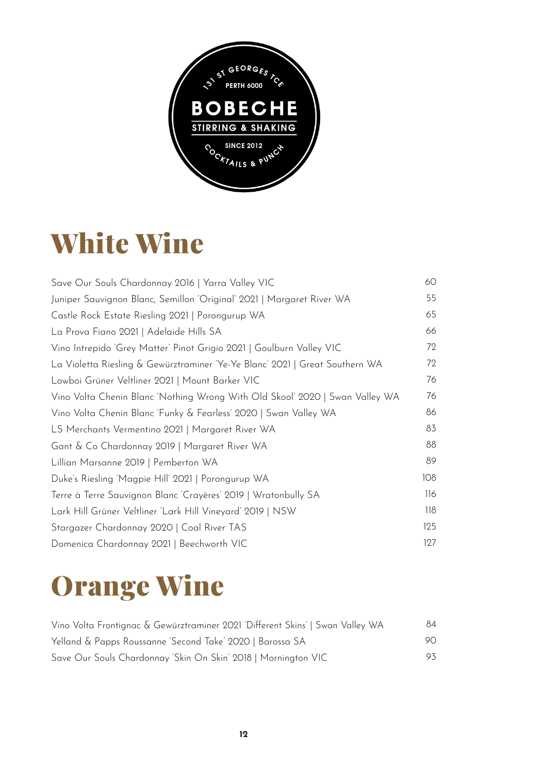131 ST GEORGES TCE
PERTH 6000

BOBECHE

STIRRING & SHAKING

SINCE 2012

COCKTAILS & PUNCH

# White Wine

| | |
|---|---|
| Save Our Souls Chardonnay 2016 \| Yarra Valley VIC | 60 |
| Juniper Sauvignon Blanc, Semillon 'Original' 2021 \| Margaret River WA | 55 |
| Castle Rock Estate Riesling 2021 \| Porongurup WA | 65 |
| La Prova Fiano 2021 \| Adelaide Hills SA | 66 |
| Vino Intrepido 'Grey Matter' Pinot Grigio 2021 \| Goulburn Valley VIC | 72 |
| La Violetta Riesling & Gewürztraminer 'Ye-Ye Blanc' 2021 \| Great Southern WA | 72 |
| Lowboi Grüner Veltliner 2021 \| Mount Barker VIC | 76 |
| Vino Volta Chenin Blanc 'Nothing Wrong With Old Skool' 2020 \| Swan Valley WA | 76 |
| Vino Volta Chenin Blanc 'Funky & Fearless' 2020 \| Swan Valley WA | 86 |
| LS Merchants Vermentino 2021 \| Margaret River WA | 83 |
| Gant & Co Chardonnay 2019 \| Margaret River WA | 88 |
| Lillian Marsanne 2019 \| Pemberton WA | 89 |
| Duke's Riesling 'Magpie Hill' 2021 \| Porongurup WA | 108 |
| Terre à Terre Sauvignon Blanc 'Crayères' 2019 \| Wratonbully SA | 116 |
| Lark Hill Grüner Veltliner 'Lark Hill Vineyard' 2019 \| NSW | 118 |
| Stargazer Chardonnay 2020 \| Coal River TAS | 125 |
| Domenica Chardonnay 2021 \| Beechworth VIC | 127 |

# Orange Wine

| | |
|---|---|
| Vino Volta Frontignac & Gewürztraminer 2021 'Different Skins' \| Swan Valley WA | 84 |
| Yelland & Papps Roussanne 'Second Take' 2020 \| Barossa SA | 90 |
| Save Our Souls Chardonnay 'Skin On Skin' 2018 \| Mornington VIC | 93 |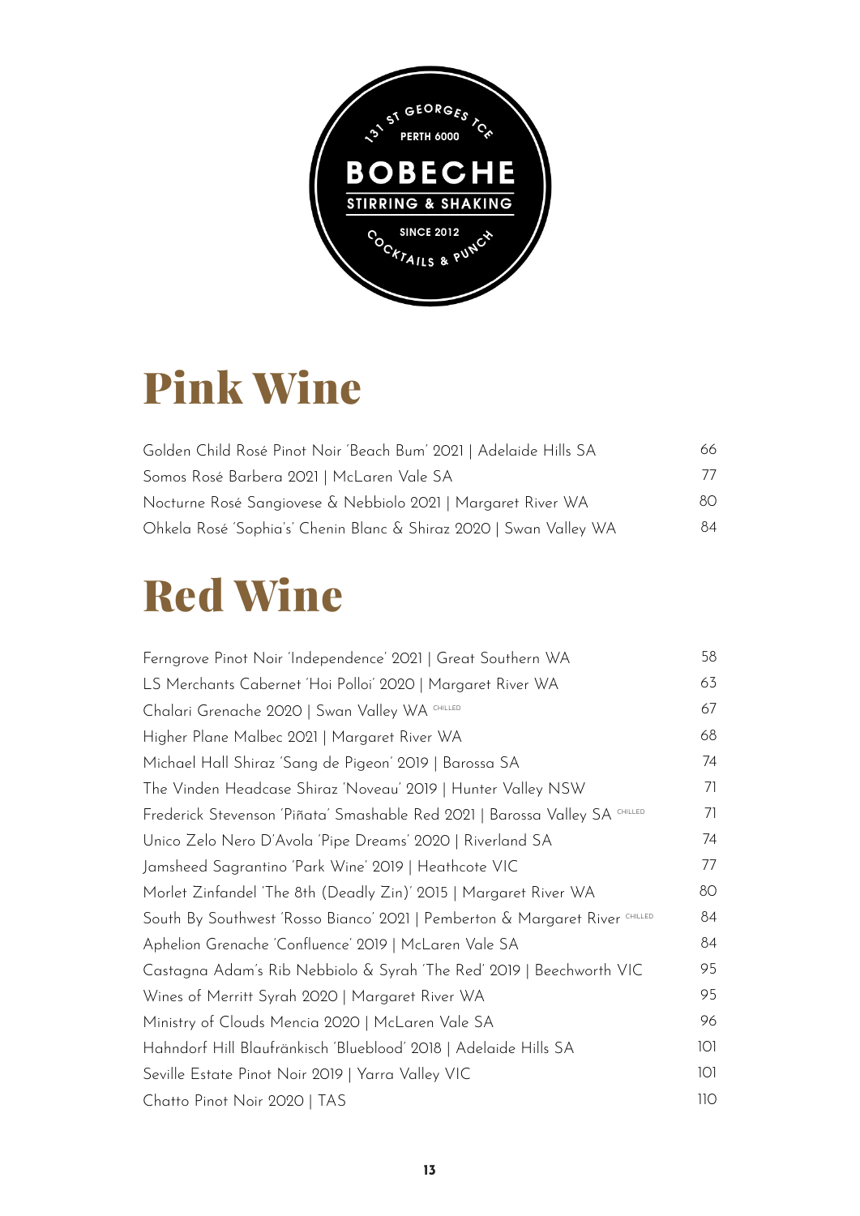131 ST GEORGES TCE
PERTH 6000

**BOBECHE**

STIRRING & SHAKING

SINCE 2012

COCKTAILS & PUNCH

# Pink Wine

| | |
|---|---|
| Golden Child Rosé Pinot Noir 'Beach Bum' 2021 \| Adelaide Hills SA | 66 |
| Somos Rosé Barbera 2021 \| McLaren Vale SA | 77 |
| Nocturne Rosé Sangiovese & Nebbiolo 2021 \| Margaret River WA | 80 |
| Ohkela Rosé 'Sophia's' Chenin Blanc & Shiraz 2020 \| Swan Valley WA | 84 |

# Red Wine

| | |
|---|---|
| Ferngrove Pinot Noir 'Independence' 2021 \| Great Southern WA | 58 |
| LS Merchants Cabernet 'Hoi Polloi' 2020 \| Margaret River WA | 63 |
| Chalari Grenache 2020 \| Swan Valley WA CHILLED | 67 |
| Higher Plane Malbec 2021 \| Margaret River WA | 68 |
| Michael Hall Shiraz 'Sang de Pigeon' 2019 \| Barossa SA | 74 |
| The Vinden Headcase Shiraz 'Noveau' 2019 \| Hunter Valley NSW | 71 |
| Frederick Stevenson 'Piñata' Smashable Red 2021 \| Barossa Valley SA CHILLED | 71 |
| Unico Zelo Nero D'Avola 'Pipe Dreams' 2020 \| Riverland SA | 74 |
| Jamsheed Sagrantino 'Park Wine' 2019 \| Heathcote VIC | 77 |
| Morlet Zinfandel 'The 8th (Deadly Zin)' 2015 \| Margaret River WA | 80 |
| South By Southwest 'Rosso Bianco' 2021 \| Pemberton & Margaret River CHILLED | 84 |
| Aphelion Grenache 'Confluence' 2019 \| McLaren Vale SA | 84 |
| Castagna Adam's Rib Nebbiolo & Syrah 'The Red' 2019 \| Beechworth VIC | 95 |
| Wines of Merritt Syrah 2020 \| Margaret River WA | 95 |
| Ministry of Clouds Mencia 2020 \| McLaren Vale SA | 96 |
| Hahndorf Hill Blaufränkisch 'Blueblood' 2018 \| Adelaide Hills SA | 101 |
| Seville Estate Pinot Noir 2019 \| Yarra Valley VIC | 101 |
| Chatto Pinot Noir 2020 \| TAS | 110 |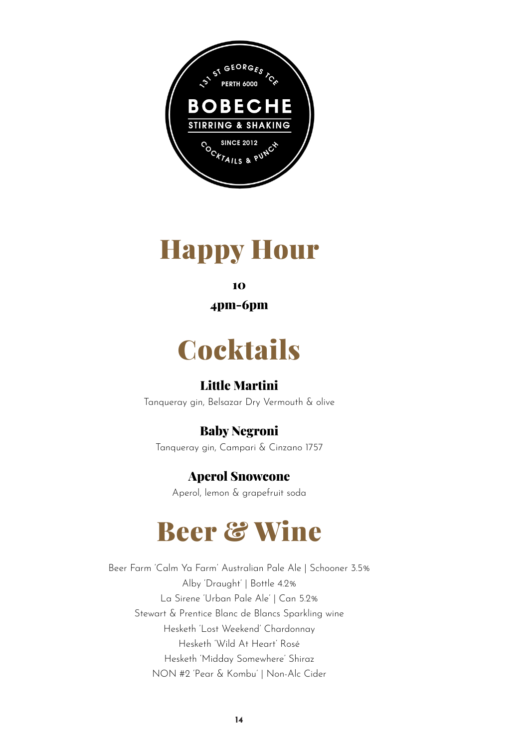131 ST GEORGES TCE
PERTH 6000
BOBECHE
STIRRING & SHAKING
SINCE 2012
COCKTAILS & PUNCH

# Happy Hour

**10**

**4pm-6pm**

# Cocktails

### Little Martini

Tanqueray gin, Belsazar Dry Vermouth & olive

### Baby Negroni

Tanqueray gin, Campari & Cinzano 1757

### Aperol Snowcone

Aperol, lemon & grapefruit soda

# Beer & Wine

Beer Farm 'Calm Ya Farm' Australian Pale Ale | Schooner 3.5%

Alby 'Draught' | Bottle 4.2%

La Sirene 'Urban Pale Ale' | Can 5.2%

Stewart & Prentice Blanc de Blancs Sparkling wine

Hesketh 'Lost Weekend' Chardonnay

Hesketh 'Wild At Heart' Rosé

Hesketh 'Midday Somewhere' Shiraz

NON #2 'Pear & Kombu' | Non-Alc Cider